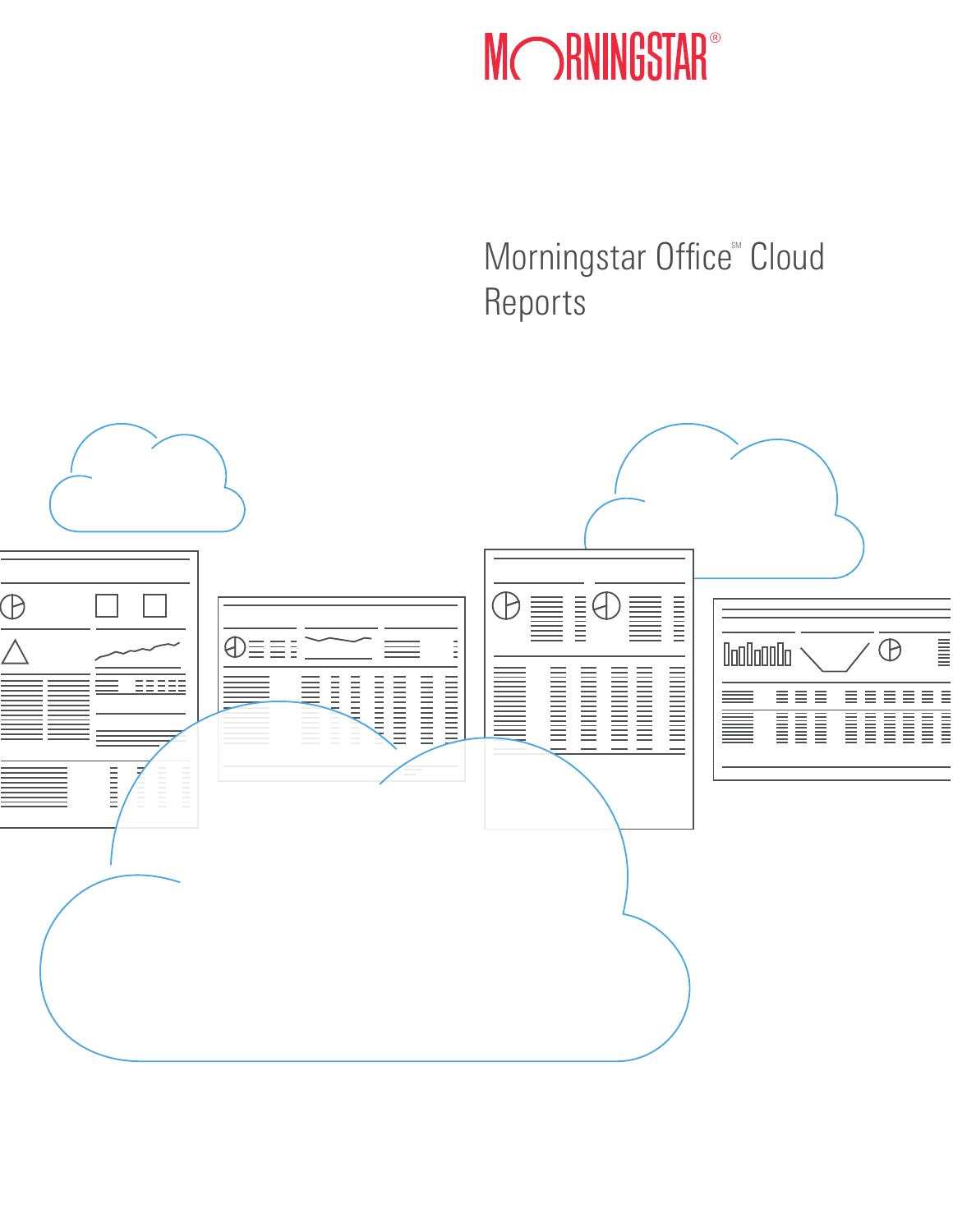MORNINGSTAR®

# Morningstar Office℠ Cloud Reports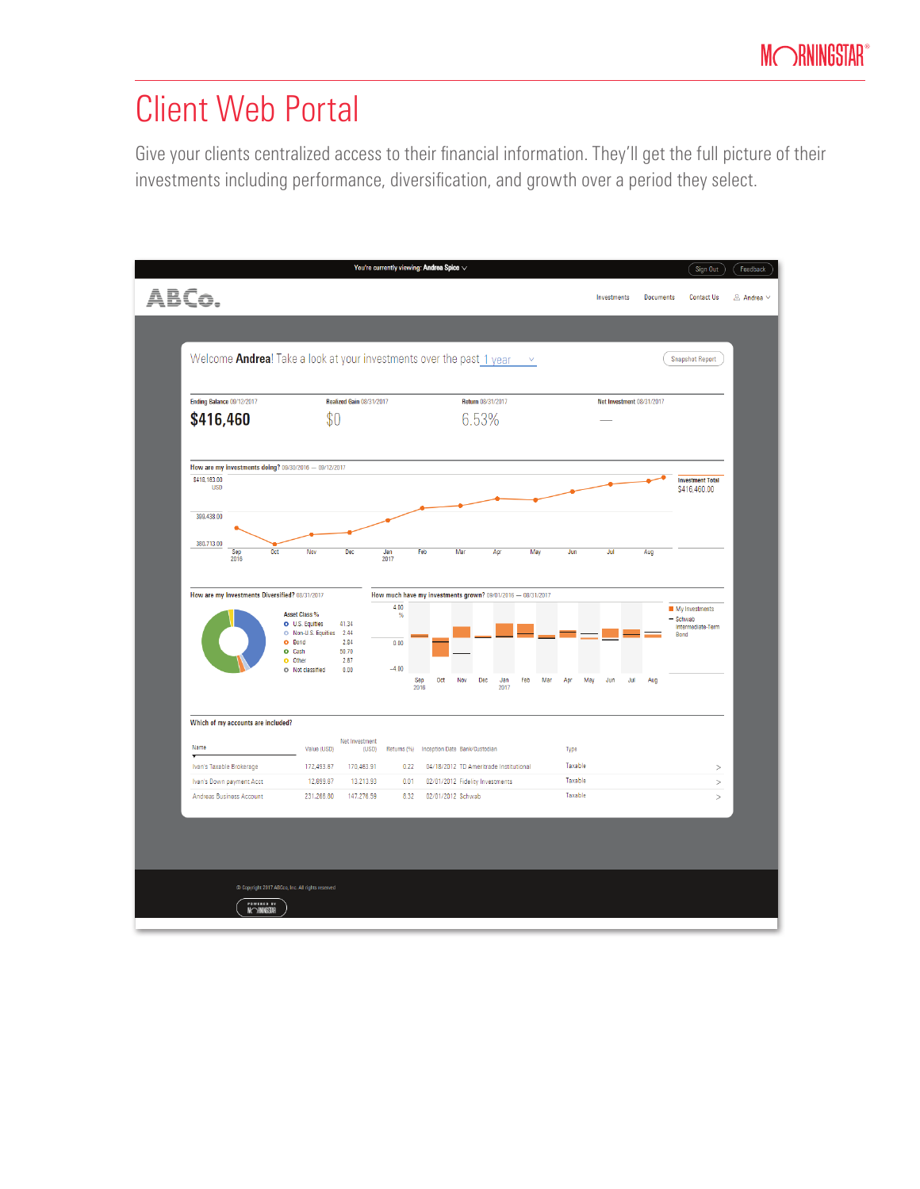# Client Web Portal

Give your clients centralized access to their financial information. They'll get the full picture of their investments including performance, diversification, and growth over a period they select.

You're currently viewing: Andrea Spice

Sign Out | Feedback

ABCo.

Investments | Documents | Contact Us | Andrea

Welcome **Andrea**! Take a look at your investments over the past 1 year

Snapshot Report

| Ending Balance 08/12/2017 | Realized Gain 08/31/2017 | Return 08/31/2017 | Net Investment 08/31/2017 |
|---|---|---|---|
| **$416,460** | $0 | 6.53% | — |

**How are my investments doing?** 09/30/2016 — 09/12/2017

Investment Total $416,460.00

**How are my investments Diversified?** 08/31/2017

| Asset Class % | |
|---|---|
| U.S. Equities | 41.34 |
| Non-U.S. Equities | 2.44 |
| Bond | 2.84 |
| Cash | 50.70 |
| Other | 2.67 |
| Not classified | 0.00 |

**How much have my investments grown?** 09/01/2016 — 08/31/2017

My Investments
Schwab Intermediate-Term Bond

**Which of my accounts are included?**

| Name | Value (USD) | Net Investment (USD) | Returns (%) | Inception Date | Bank/Custodian | Type |
|---|---|---|---|---|---|---|
| Ivan's Taxable Brokerage | 172,493.67 | 170,483.91 | 0.22 | 04/18/2012 | TD Ameritrade Institutional | Taxable |
| Ivan's Down payment Acct | 12,699.67 | 13,213.93 | 0.01 | 02/01/2012 | Fidelity Investments | Taxable |
| Andreas Business Account | 231,266.80 | 147,276.59 | 8.32 | 02/01/2012 | Schwab | Taxable |

© Copyright 2017 ABCo, Inc. All rights reserved

POWERED BY MORNINGSTAR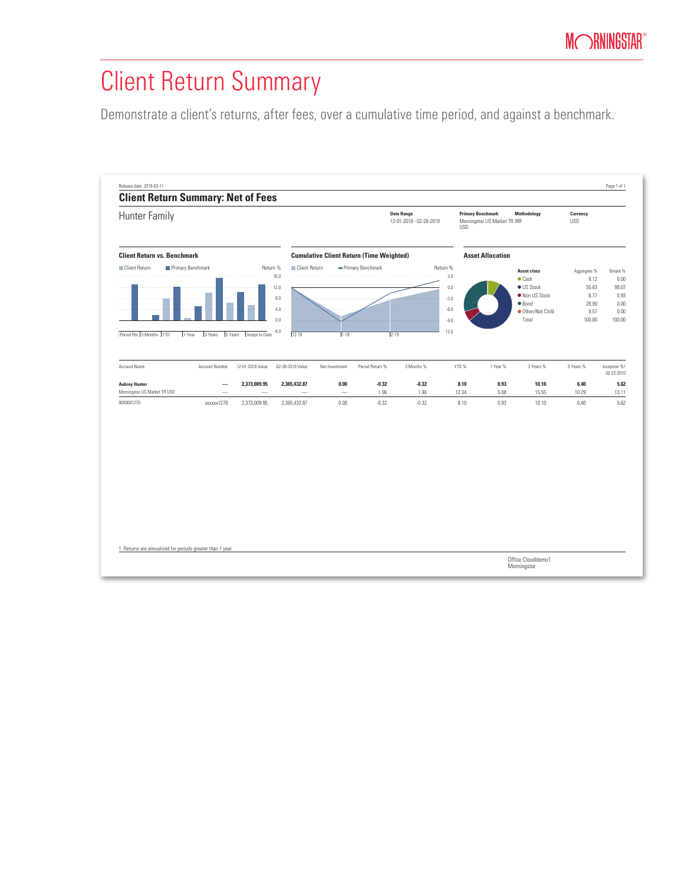# Client Return Summary

Demonstrate a client's returns, after fees, over a cumulative time period, and against a benchmark.

Release date 2019-03-11

## Client Return Summary: Net of Fees

Hunter Family

| Date Range | Primary Benchmark | Methodology | Currency |
|---|---|---|---|
| 12-01-2018 - 02-28-2019 | Morningstar US Market TR USD | IRR | USD |

### Client Return vs. Benchmark

Client Return ■ Primary Benchmark ■ Return %

16.0, 12.0, 8.0, 4.0, 0.0, -4.0

Period Rtn | 3 Months | YTD | 1 Year | 3 Years | 5 Years | Incept to Date

### Cumulative Client Return (Time Weighted)

Client Return — Primary Benchmark — Return %

3.0, 0.0, -3.0, -6.0, -9.0, -12.0

12-18 | 1-19 | 2-19

### Asset Allocation

| Asset class | Aggregate % | Bmark % |
|---|---|---|
| Cash | 8.12 | 0.00 |
| US Stock | 55.63 | 99.07 |
| Non US Stock | 6.77 | 0.93 |
| Bond | 28.90 | 0.00 |
| Other/Not Clsfd | 0.57 | 0.00 |
| Total | 100.00 | 100.00 |

| Account Name | Account Number | 12-01-2018 Value | 02-28-2019 Value | Net Investment | Period Return % | 3 Months % | YTD % | 1 Year % | 3 Years % | 5 Years % | Inception %[1] 02-22-2010 |
|---|---|---|---|---|---|---|---|---|---|---|---|
| **Aubrey Hunter** | **—** | **2,373,009.95** | **2,365,432.87** | **0.00** | **-0.32** | **-0.32** | **8.10** | **0.93** | **10.10** | **6.40** | **5.62** |
| Morningstar US Market TR USD | — | — | — | — | 1.96 | 1.96 | 12.34 | 5.08 | 15.55 | 10.29 | 13.11 |
| 0000001270 | xxxxxx1270 | 2,373,009.95 | 2,365,432.87 | 0.00 | -0.32 | -0.32 | 8.10 | 0.93 | 10.10 | 6.40 | 5.62 |

1. Returns are annualized for periods greater than 1 year.

Office Clouddemo1
Morningstar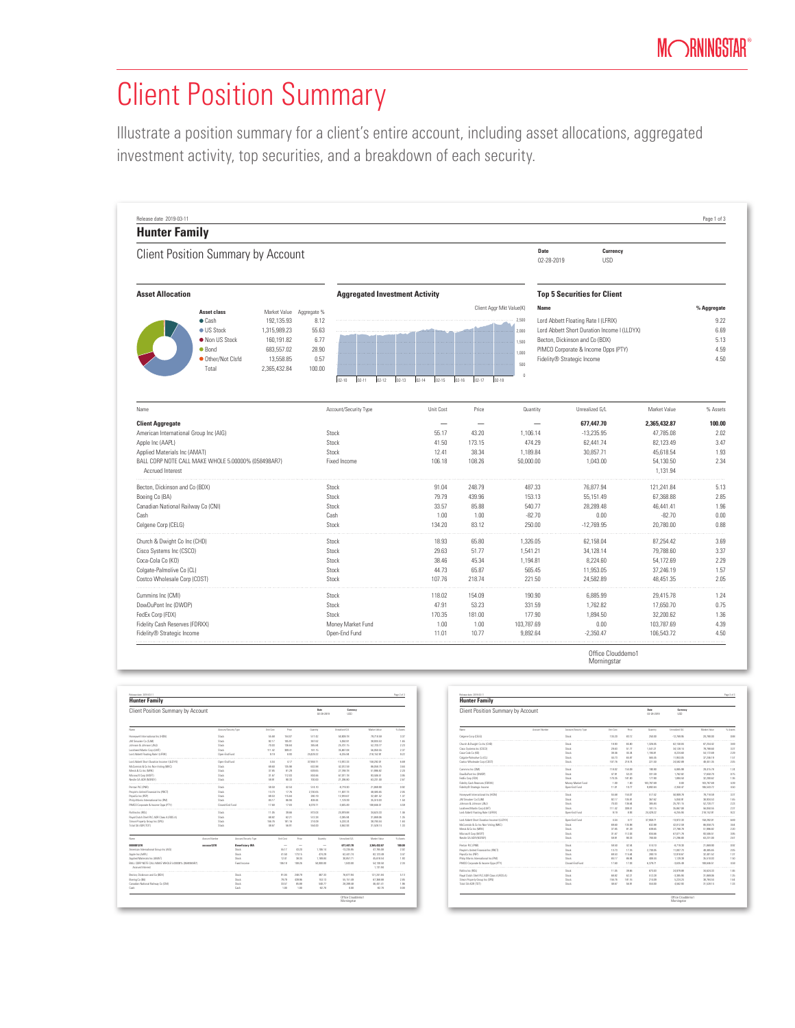# Client Position Summary

Illustrate a position summary for a client's entire account, including asset allocations, aggregated investment activity, top securities, and a breakdown of each security.

Release date 2019-03-11

## Hunter Family

### Client Position Summary by Account

| Date | Currency |
|---|---|
| 02-28-2019 | USD |

#### Asset Allocation

| Asset class | Market Value | Aggregate % |
|---|---|---|
| Cash | 192,135.93 | 8.12 |
| US Stock | 1,315,989.23 | 55.63 |
| Non US Stock | 160,191.82 | 6.77 |
| Bond | 683,557.02 | 28.90 |
| Other/Not Clsfd | 13,558.85 | 0.57 |
| Total | 2,365,432.84 | 100.00 |

#### Aggregated Investment Activity

Client Aggr Mkt Value(K)

#### Top 5 Securities for Client

| Name | % Aggregate |
|---|---|
| Lord Abbett Floating Rate I (LFRIX) | 9.22 |
| Lord Abbett Short Duration Income I (LLDYX) | 6.69 |
| Becton, Dickinson and Co (BDX) | 5.13 |
| PIMCO Corporate & Income Opps (PTY) | 4.59 |
| Fidelity® Strategic Income | 4.50 |

| Name | Account/Security Type | Unit Cost | Price | Quantity | Unrealized G/L | Market Value | % Assets |
|---|---|---|---|---|---|---|---|
| **Client Aggregate** | | — | — | — | **677,447.70** | **2,365,432.87** | **100.00** |
| American International Group Inc (AIG) | Stock | 55.17 | 43.20 | 1,106.14 | -13,235.95 | 47,785.08 | 2.02 |
| Apple Inc (AAPL) | Stock | 41.50 | 173.15 | 474.29 | 62,441.74 | 82,123.49 | 3.47 |
| Applied Materials Inc (AMAT) | Stock | 12.41 | 38.34 | 1,189.84 | 30,857.71 | 45,618.54 | 1.93 |
| BALL CORP NOTE CALL MAKE WHOLE 5.00000% (058498AR7) | Fixed Income | 106.18 | 108.26 | 50,000.00 | 1,043.00 | 54,130.50 | 2.34 |
| Accrued Interest | | | | | | 1,131.94 | |
| Becton, Dickinson and Co (BDX) | Stock | 91.04 | 248.79 | 487.33 | 76,877.94 | 121,241.84 | 5.13 |
| Boeing Co (BA) | Stock | 79.79 | 439.96 | 153.13 | 55,151.49 | 67,368.88 | 2.85 |
| Canadian National Railway Co (CNI) | Stock | 33.57 | 85.88 | 540.77 | 28,289.48 | 46,441.41 | 1.96 |
| Cash | Cash | 1.00 | 1.00 | -82.70 | 0.00 | -82.70 | 0.00 |
| Celgene Corp (CELG) | Stock | 134.20 | 83.12 | 250.00 | -12,769.95 | 20,780.00 | 0.88 |
| Church & Dwight Co Inc (CHD) | Stock | 18.93 | 65.80 | 1,326.05 | 62,158.04 | 87,254.42 | 3.69 |
| Cisco Systems Inc (CSCO) | Stock | 29.63 | 51.77 | 1,541.21 | 34,128.14 | 79,788.60 | 3.37 |
| Coca-Cola Co (KO) | Stock | 38.46 | 45.34 | 1,194.81 | 8,224.60 | 54,172.69 | 2.29 |
| Colgate-Palmolive Co (CL) | Stock | 44.73 | 65.87 | 565.45 | 11,953.05 | 37,246.19 | 1.57 |
| Costco Wholesale Corp (COST) | Stock | 107.76 | 218.74 | 221.50 | 24,582.89 | 48,451.35 | 2.05 |
| Cummins Inc (CMI) | Stock | 118.02 | 154.09 | 190.90 | 6,885.99 | 29,415.78 | 1.24 |
| DowDuPont Inc (DWDP) | Stock | 47.91 | 53.23 | 331.59 | 1,762.82 | 17,650.70 | 0.75 |
| FedEx Corp (FDX) | Stock | 170.35 | 181.00 | 177.90 | 1,894.50 | 32,200.62 | 1.36 |
| Fidelity Cash Reserves (FDRXX) | Money Market Fund | 1.00 | 1.00 | 103,787.69 | 0.00 | 103,787.69 | 4.39 |
| Fidelity® Strategic Income | Open-End Fund | 11.01 | 10.77 | 9,892.64 | -2,350.47 | 106,543.72 | 4.50 |

Office Clouddemo1
Morningstar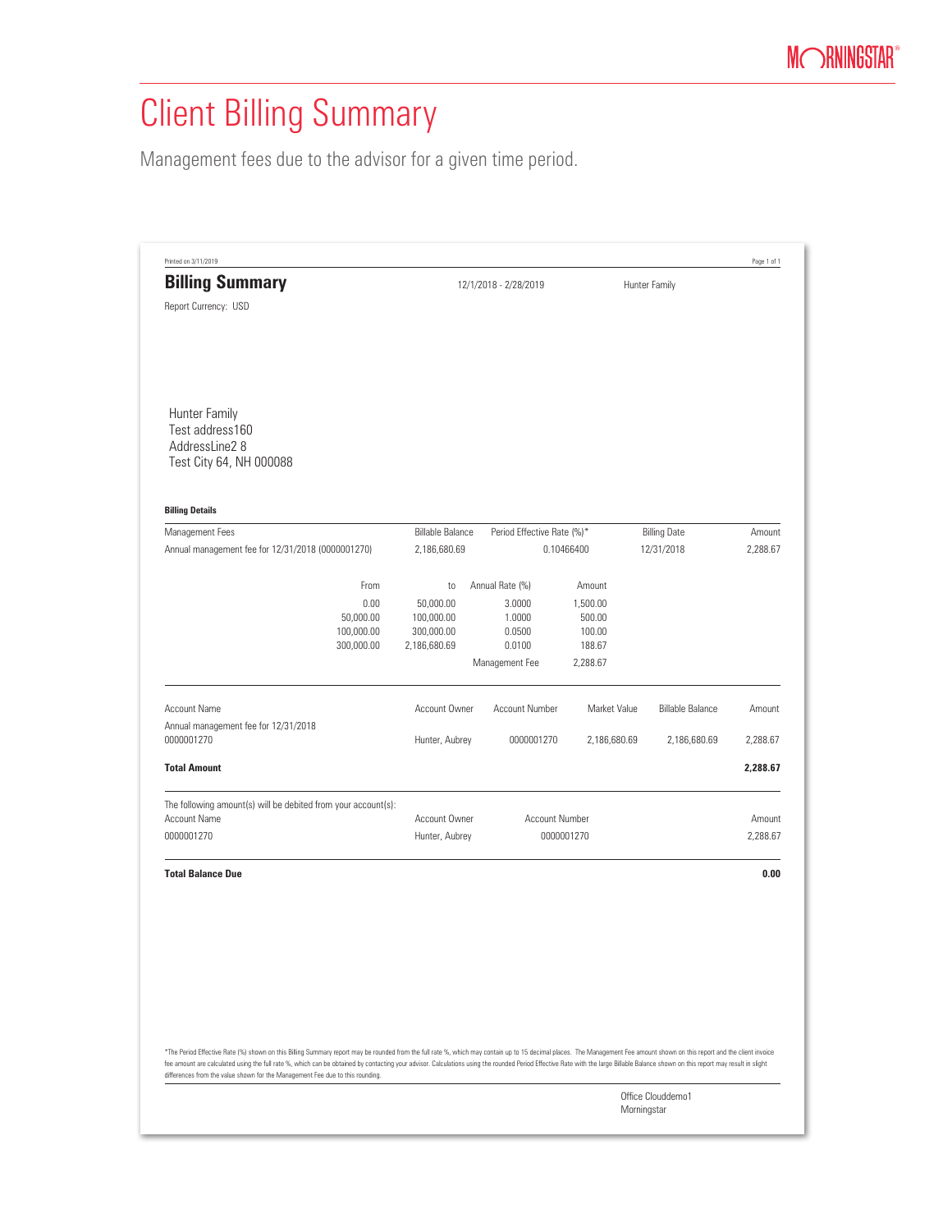# Client Billing Summary

Management fees due to the advisor for a given time period.

Printed on 3/11/2019

## Billing Summary

12/1/2018 - 2/28/2019

Hunter Family

Report Currency: USD

Hunter Family
Test address160
AddressLine2 8
Test City 64, NH 000088

**Billing Details**

| Management Fees | Billable Balance | Period Effective Rate (%)* | Billing Date | Amount |
|---|---|---|---|---|
| Annual management fee for 12/31/2018 (0000001270) | 2,186,680.69 | 0.10466400 | 12/31/2018 | 2,288.67 |

| From | to | Annual Rate (%) | Amount |
|---|---|---|---|
| 0.00 | 50,000.00 | 3.0000 | 1,500.00 |
| 50,000.00 | 100,000.00 | 1.0000 | 500.00 |
| 100,000.00 | 300,000.00 | 0.0500 | 100.00 |
| 300,000.00 | 2,186,680.69 | 0.0100 | 188.67 |
| | | Management Fee | 2,288.67 |

| Account Name | Account Owner | Account Number | Market Value | Billable Balance | Amount |
|---|---|---|---|---|---|
| Annual management fee for 12/31/2018 0000001270 | Hunter, Aubrey | 0000001270 | 2,186,680.69 | 2,186,680.69 | 2,288.67 |
| **Total Amount** | | | | | **2,288.67** |

The following amount(s) will be debited from your account(s):

| Account Name | Account Owner | Account Number | Amount |
|---|---|---|---|
| 0000001270 | Hunter, Aubrey | 0000001270 | 2,288.67 |

**Total Balance Due** **0.00**

*The Period Effective Rate (%) shown on this Billing Summary report may be rounded from the full rate %, which may contain up to 15 decimal places. The Management Fee amount shown on this report and the client invoice fee amount are calculated using the full rate %, which can be obtained by contacting your advisor. Calculations using the rounded Period Effective Rate with the large Billable Balance shown on this report may result in slight differences from the value shown for the Management Fee due to this rounding.

Office Clouddemo1
Morningstar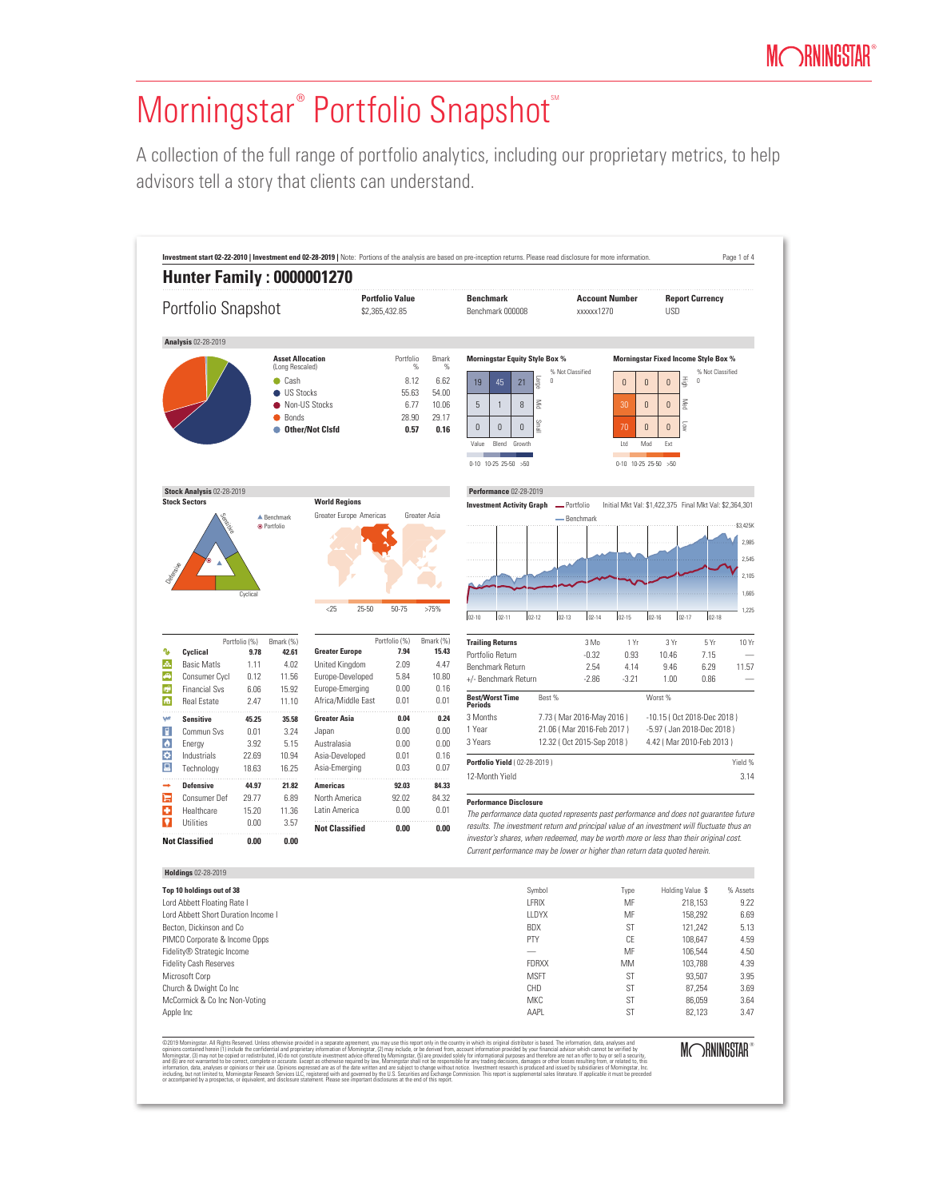# Morningstar® Portfolio Snapshot℠

A collection of the full range of portfolio analytics, including our proprietary metrics, to help advisors tell a story that clients can understand.

**Investment start 02-22-2010 | Investment end 02-28-2019 |** Note: Portions of the analysis are based on pre-inception returns. Please read disclosure for more information.

## Hunter Family : 0000001270

### Portfolio Snapshot

| Portfolio Value | Benchmark | Account Number | Report Currency |
|---|---|---|---|
| $2,365,432.85 | Benchmark 000008 | xxxxxx1270 | USD |

**Analysis** 02-28-2019

| Asset Allocation (Long Rescaled) | Portfolio % | Bmark % |
|---|---|---|
| Cash | 8.12 | 6.62 |
| US Stocks | 55.63 | 54.00 |
| Non-US Stocks | 6.77 | 10.06 |
| Bonds | 28.90 | 29.17 |
| **Other/Not Clsfd** | **0.57** | **0.16** |

**Morningstar Equity Style Box %** (% Not Classified 0)

| | Value | Blend | Growth |
|---|---|---|---|
| Large | 19 | 45 | 21 |
| Mid | 5 | 1 | 8 |
| Small | 0 | 0 | 0 |

**Morningstar Fixed Income Style Box %** (% Not Classified 0)

| | Ltd | Mod | Ext |
|---|---|---|---|
| High | 0 | 0 | 0 |
| Med | 30 | 0 | 0 |
| Low | 70 | 0 | 0 |

**Stock Analysis** 02-28-2019

**Stock Sectors** | **World Regions**

| | Portfolio (%) | Bmark (%) |
|---|---|---|
| **Cyclical** | **9.78** | **42.61** |
| Basic Matls | 1.11 | 4.02 |
| Consumer Cycl | 0.12 | 11.56 |
| Financial Svs | 6.06 | 15.92 |
| Real Estate | 2.47 | 11.10 |
| **Sensitive** | **45.25** | **35.58** |
| Commun Svs | 0.01 | 3.24 |
| Energy | 3.92 | 5.15 |
| Industrials | 22.69 | 10.94 |
| Technology | 18.63 | 16.25 |
| **Defensive** | **44.97** | **21.82** |
| Consumer Def | 29.77 | 6.89 |
| Healthcare | 15.20 | 11.36 |
| Utilities | 0.00 | 3.57 |
| **Not Classified** | **0.00** | **0.00** |

| | Portfolio (%) | Bmark (%) |
|---|---|---|
| **Greater Europe** | **7.94** | **15.43** |
| United Kingdom | 2.09 | 4.47 |
| Europe-Developed | 5.84 | 10.80 |
| Europe-Emerging | 0.00 | 0.16 |
| Africa/Middle East | 0.01 | 0.01 |
| **Greater Asia** | **0.04** | **0.24** |
| Japan | 0.00 | 0.00 |
| Australasia | 0.00 | 0.00 |
| Asia-Developed | 0.01 | 0.16 |
| Asia-Emerging | 0.03 | 0.07 |
| **Americas** | **92.03** | **84.33** |
| North America | 92.02 | 84.32 |
| Latin America | 0.00 | 0.01 |
| **Not Classified** | **0.00** | **0.00** |

**Performance** 02-28-2019

**Investment Activity Graph** — Portfolio — Benchmark. Initial Mkt Val: $1,422,375 Final Mkt Val: $2,364,301

| Trailing Returns | 3 Mo | 1 Yr | 3 Yr | 5 Yr | 10 Yr |
|---|---|---|---|---|---|
| Portfolio Return | -0.32 | 0.93 | 10.46 | 7.15 | — |
| Benchmark Return | 2.54 | 4.14 | 9.46 | 6.29 | 11.57 |
| +/- Benchmark Return | -2.86 | -3.21 | 1.00 | 0.86 | — |

| Best/Worst Time Periods | Best % | Worst % |
|---|---|---|
| 3 Months | 7.73 ( Mar 2016-May 2016 ) | -10.15 ( Oct 2018-Dec 2018 ) |
| 1 Year | 21.06 ( Mar 2016-Feb 2017 ) | -5.97 ( Jan 2018-Dec 2018 ) |
| 3 Years | 12.32 ( Oct 2015-Sep 2018 ) | 4.42 ( Mar 2010-Feb 2013 ) |

| Portfolio Yield ( 02-28-2019 ) | Yield % |
|---|---|
| 12-Month Yield | 3.14 |

**Performance Disclosure**

*The performance data quoted represents past performance and does not guarantee future results. The investment return and principal value of an investment will fluctuate thus an investor's shares, when redeemed, may be worth more or less than their original cost. Current performance may be lower or higher than return data quoted herein.*

**Holdings** 02-28-2019

| Top 10 holdings out of 38 | Symbol | Type | Holding Value $ | % Assets |
|---|---|---|---|---|
| Lord Abbett Floating Rate I | LFRIX | MF | 218,153 | 9.22 |
| Lord Abbett Short Duration Income I | LLDYX | MF | 158,292 | 6.69 |
| Becton, Dickinson and Co | BDX | ST | 121,242 | 5.13 |
| PIMCO Corporate & Income Opps | PTY | CE | 108,647 | 4.59 |
| Fidelity® Strategic Income | — | MF | 106,544 | 4.50 |
| Fidelity Cash Reserves | FDRXX | MM | 103,788 | 4.39 |
| Microsoft Corp | MSFT | ST | 93,507 | 3.95 |
| Church & Dwight Co Inc | CHD | ST | 87,254 | 3.69 |
| McCormick & Co Inc Non-Voting | MKC | ST | 86,059 | 3.64 |
| Apple Inc | AAPL | ST | 82,123 | 3.47 |

©2019 Morningstar. All Rights Reserved. Unless otherwise provided in a separate agreement, you may use this report only in the country in which its original distributor is based. The information, data, analyses and opinions contained herein (1) include the confidential and proprietary information of Morningstar, (2) may include, or be derived from, account information provided by your financial advisor which cannot be verified by Morningstar, (3) may not be copied or redistributed, (4) do not constitute investment advice offered by Morningstar, (5) are provided solely for informational purposes and therefore are not an offer to buy or sell a security, and (6) are not warranted to be correct, complete or accurate. Except as otherwise required by law, Morningstar shall not be responsible for any trading decisions, damages or other losses resulting from, or related to, this information, data, analyses or opinions or their use. Opinions expressed are as of the date written and are subject to change without notice. Investment research is produced and issued by subsidiaries of Morningstar, Inc. including, but not limited to, Morningstar Research Services LLC, registered with and governed by the U.S. Securities and Exchange Commission. This report is supplemental sales literature. If applicable it must be preceded or accompanied by a prospectus, or equivalent, and disclosure statement. Please see important disclosures at the end of this report.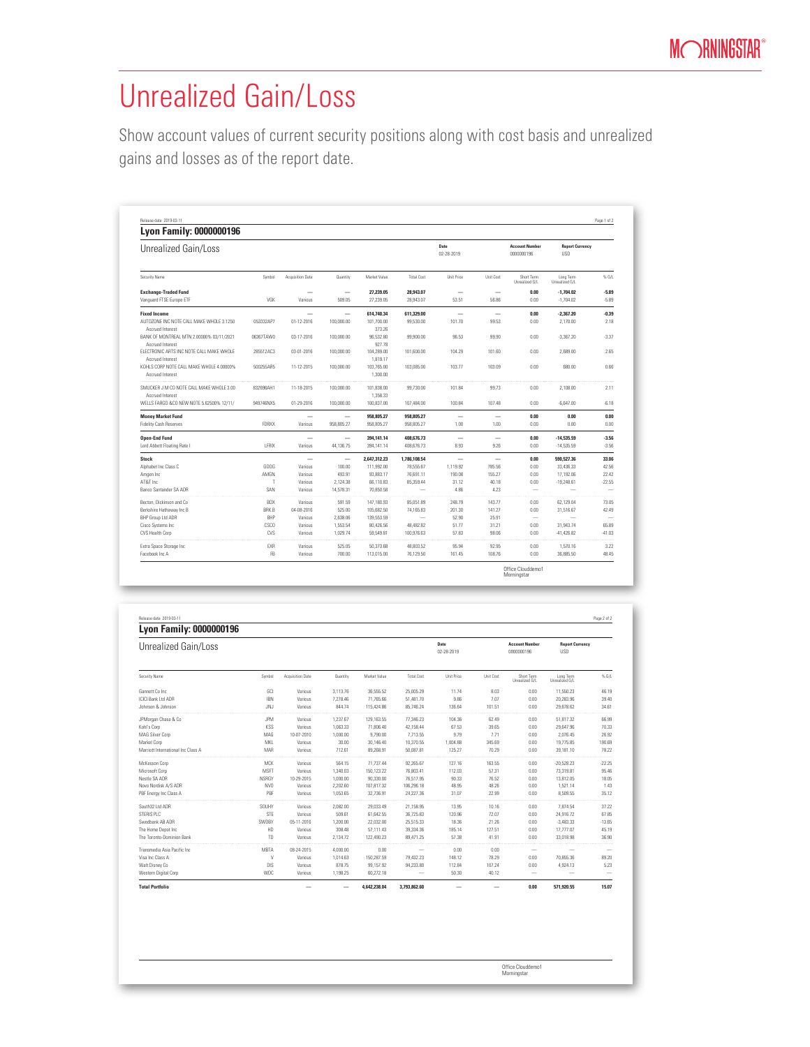# Unrealized Gain/Loss

Show account values of current security positions along with cost basis and unrealized gains and losses as of the report date.

Release date: 2019-03-11

## Lyon Family: 0000000196

### Unrealized Gain/Loss

**Date** 02-28-2019 | **Account Number** 0000000196 | **Report Currency** USD

| Security Name | Symbol | Acquisition Date | Quantity | Market Value | Total Cost | Unit Price | Unit Cost | Short Term Unrealized G/L | Long Term Unrealized G/L | % G/L |
|---|---|---|---|---|---|---|---|---|---|---|
| **Exchange-Traded Fund** | | — | — | **27,239.05** | **28,943.07** | — | — | **0.00** | **-1,704.02** | **-5.89** |
| Vanguard FTSE Europe ETF | VGK | Various | 509.05 | 27,239.05 | 28,943.07 | 53.51 | 56.86 | 0.00 | -1,704.02 | -5.89 |
| **Fixed Income** | | — | — | **614,740.34** | **611,329.00** | — | — | **0.00** | **-2,367.20** | **-0.39** |
| AUTOZONE INC NOTE CALL MAKE WHOLE 3.1250 | 053332AP7 | 01-12-2016 | 100,000.00 | 101,700.00 | 99,530.00 | 101.70 | 99.53 | 0.00 | 2,170.00 | 2.18 |
| Accrued Interest | | | | 373.26 | | | | | | |
| BANK OF MONTREAL MTN 2.00000% 03/11/2021 | 06367TAW0 | 03-17-2016 | 100,000.00 | 96,532.80 | 99,900.00 | 96.53 | 99.90 | 0.00 | -3,367.20 | -3.37 |
| Accrued Interest | | | | 927.78 | | | | | | |
| ELECTRONIC ARTS INC NOTE CALL MAKE WHOLE | 285512AC3 | 03-01-2016 | 100,000.00 | 104,289.00 | 101,600.00 | 104.29 | 101.60 | 0.00 | 2,689.00 | 2.65 |
| Accrued Interest | | | | 1,819.17 | | | | | | |
| KOHLS CORP NOTE CALL MAKE WHOLE 4.00000% | 500255AR5 | 11-12-2015 | 100,000.00 | 103,765.00 | 103,085.00 | 103.77 | 103.09 | 0.00 | 680.00 | 0.66 |
| Accrued Interest | | | | 1,300.00 | | | | | | |
| SMUCKER J M CO NOTE CALL MAKE WHOLE 3.00 | 832696AH1 | 11-18-2015 | 100,000.00 | 101,838.00 | 99,730.00 | 101.84 | 99.73 | 0.00 | 2,108.00 | 2.11 |
| Accrued Interest | | | | 1,358.33 | | | | | | |
| WELLS FARGO &CO NEW NOTE 5.62500% 12/11/ | 949746NX5 | 01-29-2016 | 100,000.00 | 100,837.00 | 107,484.00 | 100.84 | 107.48 | 0.00 | -6,647.00 | -6.18 |
| **Money Market Fund** | | — | — | **958,805.27** | **958,805.27** | — | — | **0.00** | **0.00** | **0.00** |
| Fidelity Cash Reserves | FDRXX | Various | 958,805.27 | 958,805.27 | 958,805.27 | 1.00 | 1.00 | 0.00 | 0.00 | 0.00 |
| **Open-End Fund** | | — | — | **394,141.14** | **408,676.73** | — | — | **0.00** | **-14,535.59** | **-3.56** |
| Lord Abbett Floating Rate I | LFRIX | Various | 44,136.75 | 394,141.14 | 408,676.73 | 8.93 | 9.26 | 0.00 | -14,535.59 | -3.56 |
| **Stock** | | — | — | **2,647,312.23** | **1,786,108.54** | — | — | **0.00** | **590,527.36** | **33.06** |
| Alphabet Inc Class C | GOOG | Various | 100.00 | 111,992.00 | 78,555.67 | 1,119.92 | 785.56 | 0.00 | 33,436.33 | 42.56 |
| Amgen Inc | AMGN | Various | 493.91 | 93,883.17 | 76,691.11 | 190.08 | 155.27 | 0.00 | 17,192.06 | 22.42 |
| AT&T Inc | T | Various | 2,124.38 | 66,110.83 | 85,359.44 | 31.12 | 40.18 | 0.00 | -19,248.61 | -22.55 |
| Banco Santander SA ADR | SAN | Various | 14,578.31 | 70,850.58 | — | 4.86 | 4.23 | — | — | — |
| Becton, Dickinson and Co | BDX | Various | 591.59 | 147,180.93 | 85,051.89 | 248.79 | 143.77 | 0.00 | 62,129.04 | 73.05 |
| Berkshire Hathaway Inc B | BRK.B | 04-08-2016 | 525.00 | 105,682.50 | 74,165.83 | 201.30 | 141.27 | 0.00 | 31,516.67 | 42.49 |
| BHP Group Ltd ADR | BHP | Various | 2,638.06 | 139,553.59 | — | 52.90 | 25.91 | — | — | — |
| Cisco Systems Inc | CSCO | Various | 1,553.54 | 80,426.56 | 48,482.82 | 51.77 | 31.21 | 0.00 | 31,943.74 | 65.89 |
| CVS Health Corp | CVS | Various | 1,029.74 | 59,549.81 | 100,976.63 | 57.83 | 98.06 | 0.00 | -41,426.82 | -41.03 |
| Extra Space Storage Inc | EXR | Various | 525.05 | 50,373.68 | 48,803.52 | 95.94 | 92.95 | 0.00 | 1,570.16 | 3.22 |
| Facebook Inc A | FB | Various | 700.00 | 113,015.00 | 76,129.50 | 161.45 | 108.76 | 0.00 | 36,885.50 | 48.45 |
| Gannett Co Inc | GCI | Various | 3,113.76 | 36,555.52 | 25,005.29 | 11.74 | 8.03 | 0.00 | 11,550.23 | 46.19 |
| ICICI Bank Ltd ADR | IBN | Various | 7,278.46 | 71,765.66 | 51,481.70 | 9.86 | 7.07 | 0.00 | 20,283.96 | 39.40 |
| Johnson & Johnson | JNJ | Various | 844.74 | 115,424.86 | 85,746.24 | 136.64 | 101.51 | 0.00 | 29,678.62 | 34.61 |
| JPMorgan Chase & Co | JPM | Various | 1,237.67 | 129,163.55 | 77,346.23 | 104.36 | 62.49 | 0.00 | 51,817.32 | 66.99 |
| Kohl's Corp | KSS | Various | 1,063.33 | 71,806.40 | 42,158.44 | 67.53 | 39.65 | 0.00 | 29,647.96 | 70.33 |
| MAG Silver Corp | MAG | 10-07-2010 | 1,000.00 | 9,790.00 | 7,713.55 | 9.79 | 7.71 | 0.00 | 2,076.45 | 26.92 |
| Markel Corp | MKL | Various | 30.00 | 30,146.40 | 10,370.55 | 1,004.88 | 345.69 | 0.00 | 19,775.85 | 190.69 |
| Marriott International Inc Class A | MAR | Various | 712.61 | 89,268.91 | 50,087.81 | 125.27 | 70.29 | 0.00 | 39,181.10 | 78.22 |
| McKesson Corp | MCK | Various | 564.15 | 71,737.44 | 92,265.67 | 127.16 | 163.55 | 0.00 | -20,528.23 | -22.25 |
| Microsoft Corp | MSFT | Various | 1,340.03 | 150,123.22 | 76,803.41 | 112.03 | 57.31 | 0.00 | 73,319.81 | 95.46 |
| Nestle SA ADR | NSRGY | 10-29-2015 | 1,000.00 | 90,330.00 | 76,517.95 | 90.33 | 76.52 | 0.00 | 13,812.05 | 18.05 |
| Novo Nordisk A/S ADR | NVO | Various | 2,202.60 | 107,817.32 | 106,296.18 | 48.95 | 48.26 | 0.00 | 1,521.14 | 1.43 |
| PBF Energy Inc Class A | PBF | Various | 1,053.65 | 32,736.91 | 24,227.36 | 31.07 | 22.99 | 0.00 | 8,509.55 | 35.12 |
| South32 Ltd ADR | SOUHY | Various | 2,082.00 | 29,033.49 | 21,158.95 | 13.95 | 10.16 | 0.00 | 7,874.54 | 37.22 |
| STERIS PLC | STE | Various | 509.61 | 61,642.55 | 36,725.83 | 120.96 | 72.07 | 0.00 | 24,916.72 | 67.85 |
| Swedbank AB ADR | SWDBY | 05-11-2016 | 1,200.00 | 22,032.00 | 25,515.33 | 18.36 | 21.26 | 0.00 | -3,483.33 | -13.65 |
| The Home Depot Inc | HD | Various | 308.48 | 57,111.43 | 39,334.36 | 185.14 | 127.51 | 0.00 | 17,777.07 | 45.19 |
| The Toronto-Dominion Bank | TD | Various | 2,134.72 | 122,490.23 | 89,471.25 | 57.38 | 41.91 | 0.00 | 33,018.98 | 36.90 |
| Transmedia Asia Pacific Inc | MBTA | 08-24-2015 | 4,000.00 | 0.00 | — | 0.00 | 0.00 | — | — | — |
| Visa Inc Class A | V | Various | 1,014.63 | 150,287.59 | 79,432.23 | 148.12 | 78.29 | 0.00 | 70,855.36 | 89.20 |
| Walt Disney Co | DIS | Various | 878.75 | 99,157.92 | 94,233.80 | 112.84 | 107.24 | 0.00 | 4,924.13 | 5.23 |
| Western Digital Corp | WDC | Various | 1,198.25 | 60,272.18 | — | 50.30 | 40.12 | — | — | — |
| **Total Portfolio** | | — | — | **4,642,238.04** | **3,793,862.60** | — | — | **0.00** | **571,920.55** | **15.07** |

Office Clouddemo1
Morningstar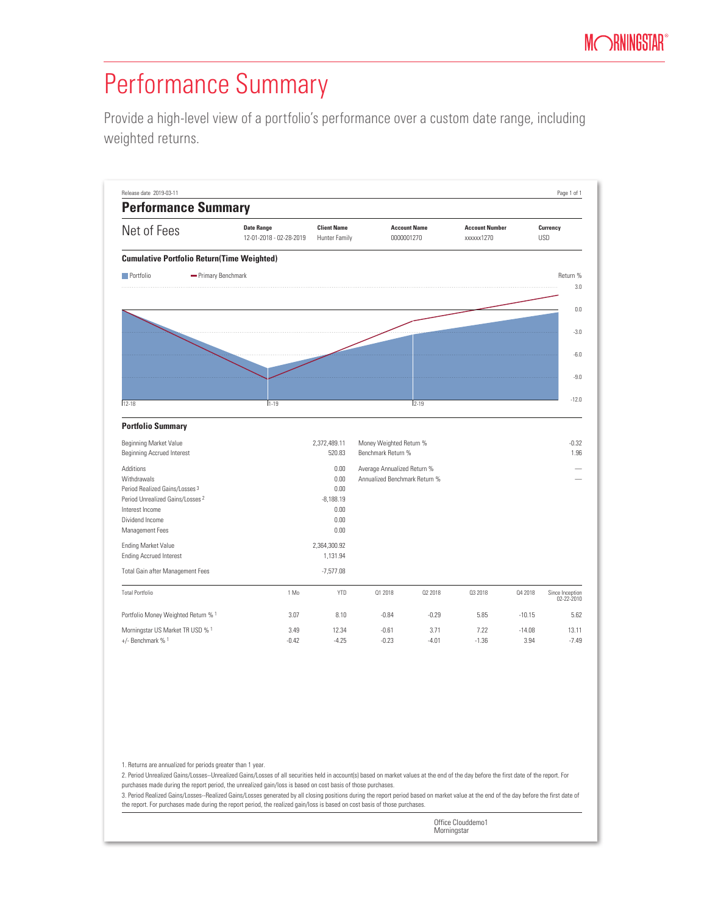# Performance Summary

Provide a high-level view of a portfolio's performance over a custom date range, including weighted returns.

Release date 2019-03-11

## Performance Summary

| Net of Fees | Date Range | Client Name | Account Name | Account Number | Currency |
|---|---|---|---|---|---|
| | 12-01-2018 - 02-28-2019 | Hunter Family | 0000001270 | xxxxxx1270 | USD |

### Cumulative Portfolio Return(Time Weighted)

Portfolio — Primary Benchmark

Return %: 3.0, 0.0, -3.0, -6.0, -9.0, -12.0

12-18, 1-19, 2-19

### Portfolio Summary

| | | | |
|---|---|---|---|
| Beginning Market Value | 2,372,489.11 | Money Weighted Return % | -0.32 |
| Beginning Accrued Interest | 520.83 | Benchmark Return % | 1.96 |
| Additions | 0.00 | Average Annualized Return % | — |
| Withdrawals | 0.00 | Annualized Benchmark Return % | — |
| Period Realized Gains/Losses [3] | 0.00 | | |
| Period Unrealized Gains/Losses [2] | -8,188.19 | | |
| Interest Income | 0.00 | | |
| Dividend Income | 0.00 | | |
| Management Fees | 0.00 | | |
| Ending Market Value | 2,364,300.92 | | |
| Ending Accrued Interest | 1,131.94 | | |
| Total Gain after Management Fees | -7,577.08 | | |

| Total Portfolio | 1 Mo | YTD | Q1 2018 | Q2 2018 | Q3 2018 | Q4 2018 | Since Inception 02-22-2010 |
|---|---|---|---|---|---|---|---|
| Portfolio Money Weighted Return % [1] | 3.07 | 8.10 | -0.84 | -0.29 | 5.85 | -10.15 | 5.62 |
| Morningstar US Market TR USD % [1] | 3.49 | 12.34 | -0.61 | 3.71 | 7.22 | -14.08 | 13.11 |
| +/- Benchmark % [1] | -0.42 | -4.25 | -0.23 | -4.01 | -1.36 | 3.94 | -7.49 |

1. Returns are annualized for periods greater than 1 year.
2. Period Unrealized Gains/Losses--Unrealized Gains/Losses of all securities held in account(s) based on market values at the end of the day before the first date of the report. For purchases made during the report period, the unrealized gain/loss is based on cost basis of those purchases.
3. Period Realized Gains/Losses--Realized Gains/Losses generated by all closing positions during the report period based on market value at the end of the day before the first date of the report. For purchases made during the report period, the realized gain/loss is based on cost basis of those purchases.

Office Clouddemo1
Morningstar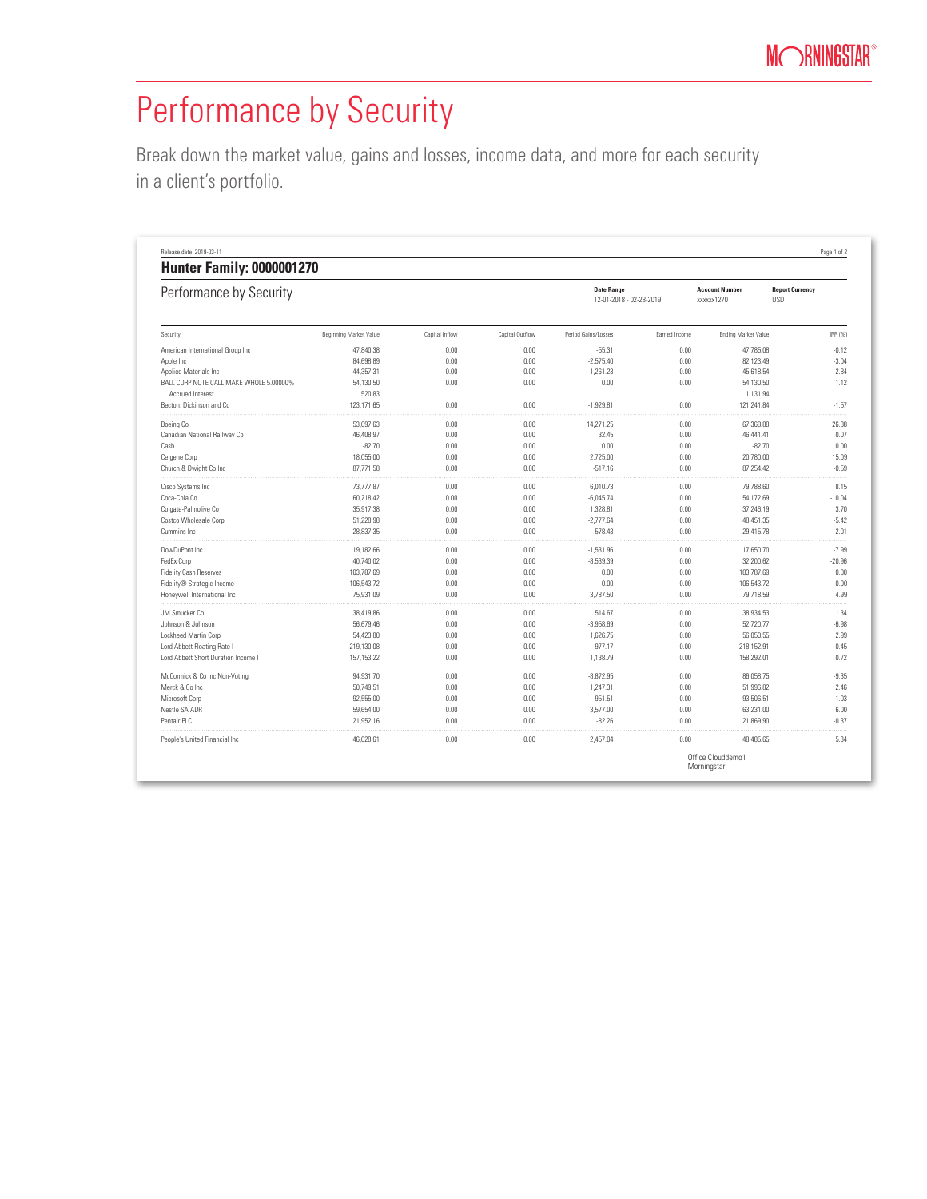# Performance by Security

Break down the market value, gains and losses, income data, and more for each security in a client's portfolio.

Release date 2019-03-11

## Hunter Family: 0000001270

### Performance by Security

**Date Range** 12-01-2018 - 02-28-2019

**Account Number** xxxxxx1270

**Report Currency** USD

| Security | Beginning Market Value | Capital Inflow | Capital Outflow | Period Gains/Losses | Earned Income | Ending Market Value | IRR (%) |
|---|---|---|---|---|---|---|---|
| American International Group Inc | 47,840.38 | 0.00 | 0.00 | -55.31 | 0.00 | 47,785.08 | -0.12 |
| Apple Inc | 84,698.89 | 0.00 | 0.00 | -2,575.40 | 0.00 | 82,123.49 | -3.04 |
| Applied Materials Inc | 44,357.31 | 0.00 | 0.00 | 1,261.23 | 0.00 | 45,618.54 | 2.84 |
| BALL CORP NOTE CALL MAKE WHOLE 5.00000% | 54,130.50 | 0.00 | 0.00 | 0.00 | 0.00 | 54,130.50 | 1.12 |
| Accrued Interest | 520.83 | | | | | 1,131.94 | |
| Becton, Dickinson and Co | 123,171.65 | 0.00 | 0.00 | -1,929.81 | 0.00 | 121,241.84 | -1.57 |
| Boeing Co | 53,097.63 | 0.00 | 0.00 | 14,271.25 | 0.00 | 67,368.88 | 26.88 |
| Canadian National Railway Co | 46,408.97 | 0.00 | 0.00 | 32.45 | 0.00 | 46,441.41 | 0.07 |
| Cash | -82.70 | 0.00 | 0.00 | 0.00 | 0.00 | -82.70 | 0.00 |
| Celgene Corp | 18,055.00 | 0.00 | 0.00 | 2,725.00 | 0.00 | 20,780.00 | 15.09 |
| Church & Dwight Co Inc | 87,771.58 | 0.00 | 0.00 | -517.16 | 0.00 | 87,254.42 | -0.59 |
| Cisco Systems Inc | 73,777.87 | 0.00 | 0.00 | 6,010.73 | 0.00 | 79,788.60 | 8.15 |
| Coca-Cola Co | 60,218.42 | 0.00 | 0.00 | -6,045.74 | 0.00 | 54,172.69 | -10.04 |
| Colgate-Palmolive Co | 35,917.38 | 0.00 | 0.00 | 1,328.81 | 0.00 | 37,246.19 | 3.70 |
| Costco Wholesale Corp | 51,228.98 | 0.00 | 0.00 | -2,777.64 | 0.00 | 48,451.35 | -5.42 |
| Cummins Inc | 28,837.35 | 0.00 | 0.00 | 578.43 | 0.00 | 29,415.78 | 2.01 |
| DowDuPont Inc | 19,182.66 | 0.00 | 0.00 | -1,531.96 | 0.00 | 17,650.70 | -7.99 |
| FedEx Corp | 40,740.02 | 0.00 | 0.00 | -8,539.39 | 0.00 | 32,200.62 | -20.96 |
| Fidelity Cash Reserves | 103,787.69 | 0.00 | 0.00 | 0.00 | 0.00 | 103,787.69 | 0.00 |
| Fidelity® Strategic Income | 106,543.72 | 0.00 | 0.00 | 0.00 | 0.00 | 106,543.72 | 0.00 |
| Honeywell International Inc | 75,931.09 | 0.00 | 0.00 | 3,787.50 | 0.00 | 79,718.59 | 4.99 |
| JM Smucker Co | 38,419.86 | 0.00 | 0.00 | 514.67 | 0.00 | 38,934.53 | 1.34 |
| Johnson & Johnson | 56,679.46 | 0.00 | 0.00 | -3,958.69 | 0.00 | 52,720.77 | -6.98 |
| Lockheed Martin Corp | 54,423.80 | 0.00 | 0.00 | 1,626.75 | 0.00 | 56,050.55 | 2.99 |
| Lord Abbett Floating Rate I | 219,130.08 | 0.00 | 0.00 | -977.17 | 0.00 | 218,152.91 | -0.45 |
| Lord Abbett Short Duration Income I | 157,153.22 | 0.00 | 0.00 | 1,138.79 | 0.00 | 158,292.01 | 0.72 |
| McCormick & Co Inc Non-Voting | 94,931.70 | 0.00 | 0.00 | -8,872.95 | 0.00 | 86,058.75 | -9.35 |
| Merck & Co Inc | 50,749.51 | 0.00 | 0.00 | 1,247.31 | 0.00 | 51,996.82 | 2.46 |
| Microsoft Corp | 92,555.00 | 0.00 | 0.00 | 951.51 | 0.00 | 93,506.51 | 1.03 |
| Nestle SA ADR | 59,654.00 | 0.00 | 0.00 | 3,577.00 | 0.00 | 63,231.00 | 6.00 |
| Pentair PLC | 21,952.16 | 0.00 | 0.00 | -82.26 | 0.00 | 21,869.90 | -0.37 |
| People's United Financial Inc | 46,028.61 | 0.00 | 0.00 | 2,457.04 | 0.00 | 48,485.65 | 5.34 |

Office Clouddemo1
Morningstar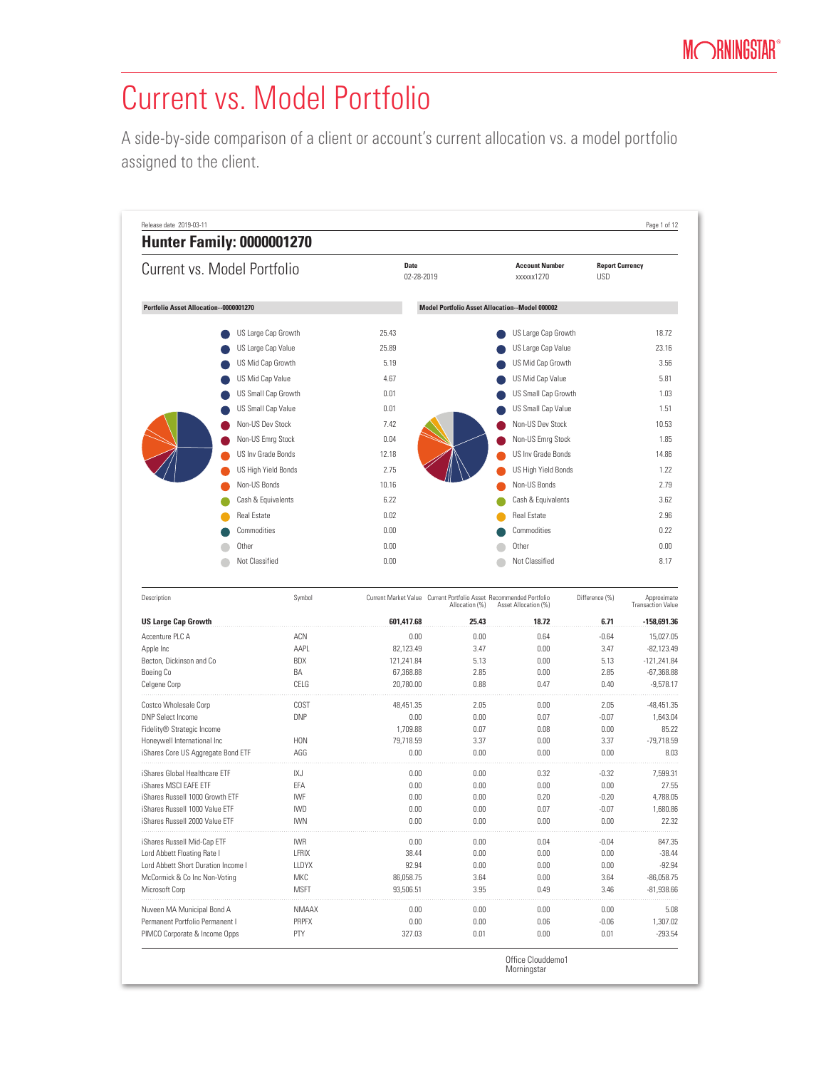# Current vs. Model Portfolio

A side-by-side comparison of a client or account's current allocation vs. a model portfolio assigned to the client.

Release date 2019-03-11

## Hunter Family: 0000001270

### Current vs. Model Portfolio

| Date | Account Number | Report Currency |
|---|---|---|
| 02-28-2019 | xxxxxx1270 | USD |

**Portfolio Asset Allocation--0000001270**

| Asset Class | % |
|---|---|
| US Large Cap Growth | 25.43 |
| US Large Cap Value | 25.89 |
| US Mid Cap Growth | 5.19 |
| US Mid Cap Value | 4.67 |
| US Small Cap Growth | 0.01 |
| US Small Cap Value | 0.01 |
| Non-US Dev Stock | 7.42 |
| Non-US Emrg Stock | 0.04 |
| US Inv Grade Bonds | 12.18 |
| US High Yield Bonds | 2.75 |
| Non-US Bonds | 10.16 |
| Cash & Equivalents | 6.22 |
| Real Estate | 0.02 |
| Commodities | 0.00 |
| Other | 0.00 |
| Not Classified | 0.00 |

**Model Portfolio Asset Allocation--Model 000002**

| Asset Class | % |
|---|---|
| US Large Cap Growth | 18.72 |
| US Large Cap Value | 23.16 |
| US Mid Cap Growth | 3.56 |
| US Mid Cap Value | 5.81 |
| US Small Cap Growth | 1.03 |
| US Small Cap Value | 1.51 |
| Non-US Dev Stock | 10.53 |
| Non-US Emrg Stock | 1.85 |
| US Inv Grade Bonds | 14.86 |
| US High Yield Bonds | 1.22 |
| Non-US Bonds | 2.79 |
| Cash & Equivalents | 3.62 |
| Real Estate | 2.96 |
| Commodities | 0.22 |
| Other | 0.00 |
| Not Classified | 8.17 |

| Description | Symbol | Current Market Value | Current Portfolio Asset Allocation (%) | Recommended Portfolio Asset Allocation (%) | Difference (%) | Approximate Transaction Value |
|---|---|---|---|---|---|---|
| **US Large Cap Growth** | | **601,417.68** | **25.43** | **18.72** | **6.71** | **-158,691.36** |
| Accenture PLC A | ACN | 0.00 | 0.00 | 0.64 | -0.64 | 15,027.05 |
| Apple Inc | AAPL | 82,123.49 | 3.47 | 0.00 | 3.47 | -82,123.49 |
| Becton, Dickinson and Co | BDX | 121,241.84 | 5.13 | 0.00 | 5.13 | -121,241.84 |
| Boeing Co | BA | 67,368.88 | 2.85 | 0.00 | 2.85 | -67,368.88 |
| Celgene Corp | CELG | 20,780.00 | 0.88 | 0.47 | 0.40 | -9,578.17 |
| Costco Wholesale Corp | COST | 48,451.35 | 2.05 | 0.00 | 2.05 | -48,451.35 |
| DNP Select Income | DNP | 0.00 | 0.00 | 0.07 | -0.07 | 1,643.04 |
| Fidelity® Strategic Income | | 1,709.88 | 0.07 | 0.08 | 0.00 | 85.22 |
| Honeywell International Inc | HON | 79,718.59 | 3.37 | 0.00 | 3.37 | -79,718.59 |
| iShares Core US Aggregate Bond ETF | AGG | 0.00 | 0.00 | 0.00 | 0.00 | 8.03 |
| iShares Global Healthcare ETF | IXJ | 0.00 | 0.00 | 0.32 | -0.32 | 7,599.31 |
| iShares MSCI EAFE ETF | EFA | 0.00 | 0.00 | 0.00 | 0.00 | 27.55 |
| iShares Russell 1000 Growth ETF | IWF | 0.00 | 0.00 | 0.20 | -0.20 | 4,788.05 |
| iShares Russell 1000 Value ETF | IWD | 0.00 | 0.00 | 0.07 | -0.07 | 1,680.86 |
| iShares Russell 2000 Value ETF | IWN | 0.00 | 0.00 | 0.00 | 0.00 | 22.32 |
| iShares Russell Mid-Cap ETF | IWR | 0.00 | 0.00 | 0.04 | -0.04 | 847.35 |
| Lord Abbett Floating Rate I | LFRIX | 38.44 | 0.00 | 0.00 | 0.00 | -38.44 |
| Lord Abbett Short Duration Income I | LLDYX | 92.94 | 0.00 | 0.00 | 0.00 | -92.94 |
| McCormick & Co Inc Non-Voting | MKC | 86,058.75 | 3.64 | 0.00 | 3.64 | -86,058.75 |
| Microsoft Corp | MSFT | 93,506.51 | 3.95 | 0.49 | 3.46 | -81,938.66 |
| Nuveen MA Municipal Bond A | NMAAX | 0.00 | 0.00 | 0.00 | 0.00 | 5.08 |
| Permanent Portfolio Permanent I | PRPFX | 0.00 | 0.00 | 0.06 | -0.06 | 1,307.02 |
| PIMCO Corporate & Income Opps | PTY | 327.03 | 0.01 | 0.00 | 0.01 | -293.54 |

Office Clouddemo1
Morningstar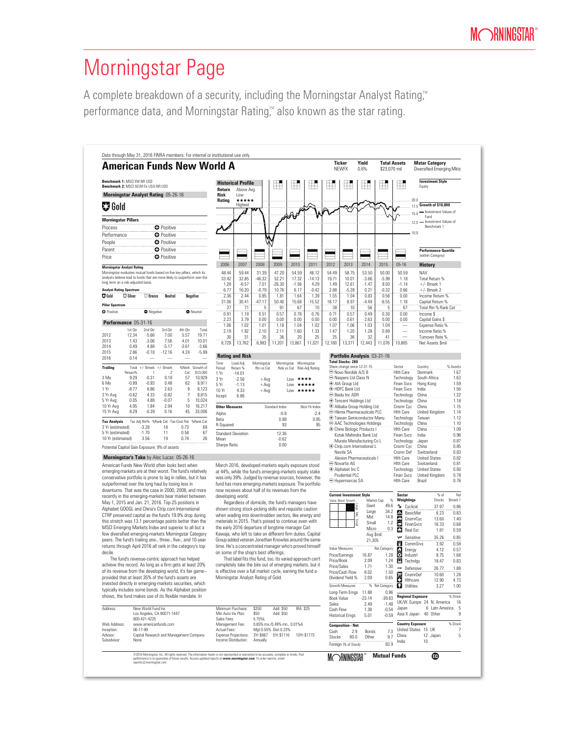# Morningstar Page

A complete breakdown of a security, including the Morningstar Analyst Rating™, performance data, and Morningstar Rating™, also known as the star rating.

Data through May 31, 2016 FINRA members: For internal or institutional use only.

## American Funds New World A

| Ticker | Yield | Total Assets | Mstar Category |
|---|---|---|---|
| NEWFX | 0.6% | $23,070 mil | Diversified Emerging Mkts |

**Benchmark 1:** MSCI EM NR USD
**Benchmark 2:** MSCI ACWI Ex USA NR USD

**Morningstar Analyst Rating** 05-26-16

**Gold**

**Morningstar Pillars**

| | |
|---|---|
| Process | Positive |
| Performance | Positive |
| People | Positive |
| Parent | Positive |
| Price | Positive |

**Morningstar Analyst Rating**
Morningstar evaluates mutual funds based on five key pillars, which its analysts believe lead to funds that are more likely to outperform over the long term on a risk-adjusted basis.

**Analyst Rating Spectrum**
Gold | Silver | Bronze | Neutral | Negative

**Pillar Spectrum**
Positive | Negative | Neutral

**Performance** 05-31-16

| | 1st Qtr | 2nd Qtr | 3rd Qtr | 4th Qtr | Total |
|---|---|---|---|---|---|
| 2012 | 12.34 | -5.66 | 7.00 | 5.57 | 19.71 |
| 2013 | 1.43 | -3.06 | 7.56 | 4.01 | 10.01 |
| 2014 | 0.49 | 4.88 | -5.17 | -3.61 | -3.66 |
| 2015 | 2.86 | -0.18 | -12.16 | 4.24 | -5.99 |
| 2016 | 0.14 | — | — | — | — |

| Trailing | Total Return% | +/- Bmark 1 | +/- Bmark 2 | %Rank Cat | Growth of $10,000 |
|---|---|---|---|---|---|
| 3 Mo | 9.29 | -0.31 | 0.19 | 57 | 10,929 |
| 6 Mo | -0.89 | -0.93 | 0.48 | 62 | 9,911 |
| 1 Yr | -8.77 | 8.86 | 2.63 | 9 | 9,123 |
| 3 Yr Avg | -0.62 | 4.33 | -0.82 | 7 | 9,815 |
| 5 Yr Avg | 0.05 | 4.88 | -0.07 | 5 | 10,024 |
| 10 Yr Avg | 4.95 | 1.84 | 2.94 | 10 | 16,217 |
| 15 Yr Avg | 8.29 | -0.39 | 0.16 | 45 | 33,006 |

| Tax Analysis | Tax Adj Rtn% | %Rank Cat | Tax-Cost Rat | %Rank Cat |
|---|---|---|---|---|
| 3 Yr (estimated) | -3.28 | 18 | 0.73 | 69 |
| 5 Yr (estimated) | -1.70 | 11 | 0.58 | 67 |
| 10 Yr (estimated) | 3.56 | 19 | 0.74 | 26 |

Potential Capital Gain Exposure: 9% of assets

**Historical Profile**
Return: Above Avg
Risk: Low
Rating: ★★★★★ Highest

Investment Style: Equity

20.0
17.5 Growth of $10,000
15.0 — Investment Values of Fund
12.5 — Investment Values of Benchmark 1
10.0

Performance Quartile (within Category)

| | 2006 | 2007 | 2008 | 2009 | 2010 | 2011 | 2012 | 2013 | 2014 | 2015 | 05-16 | History |
|---|---|---|---|---|---|---|---|---|---|---|---|---|
| | 48.44 | 59.44 | 31.39 | 47.20 | 54.59 | 46.12 | 54.49 | 58.75 | 53.50 | 50.00 | 50.59 | NAV |
| | 33.42 | 32.85 | -46.32 | 52.21 | 17.32 | -14.13 | 19.71 | 10.01 | -3.66 | -5.99 | 1.18 | Total Return % |
| | 1.28 | -6.57 | 7.01 | -26.30 | -1.56 | 4.29 | 1.49 | 12.61 | -1.47 | 8.93 | -1.14 | +/- Bmark 1 |
| | 6.77 | 16.20 | -0.79 | 10.76 | 6.17 | -0.42 | 2.88 | -5.28 | 0.21 | -0.32 | 0.66 | +/- Bmark 2 |
| | 2.36 | 2.44 | 0.85 | 1.81 | 1.64 | 1.39 | 1.55 | 1.04 | 0.83 | 0.56 | 0.00 | Income Return % |
| | 31.06 | 30.41 | -47.17 | 50.40 | 15.68 | -15.52 | 18.17 | 8.97 | -4.49 | -6.55 | 1.18 | Capital Return % |
| | 37 | 71 | 5 | 91 | 67 | 10 | 38 | 10 | 56 | 5 | 67 | Total Rtn % Rank Cat |
| | 0.91 | 1.18 | 0.51 | 0.57 | 0.78 | 0.76 | 0.71 | 0.57 | 0.49 | 0.30 | 0.00 | Income $ |
| | 2.23 | 3.79 | 0.00 | 0.00 | 0.00 | 0.00 | 0.00 | 0.61 | 2.63 | 0.00 | 0.00 | Capital Gains $ |
| | 1.06 | 1.02 | 1.01 | 1.18 | 1.04 | 1.02 | 1.07 | 1.06 | 1.03 | 1.04 | — | Expense Ratio % |
| | 2.19 | 1.92 | 2.10 | 2.11 | 1.60 | 1.33 | 1.47 | 1.20 | 1.28 | 0.89 | — | Income Ratio % |
| | 30 | 31 | 35 | 36 | 20 | 25 | 25 | 36 | 32 | 41 | — | Turnover Rate % |
| | 8,729 | 13,762 | 6,983 | 11,201 | 13,861 | 11,021 | 12,180 | 13,371 | 12,443 | 11,076 | 10,885 | Net Assets $mil |

**Rating and Risk**

| Time Period | Load-Adj Return % | Morningstar Rtn vs Cat | Morningstar Risk vs Cat | Morningstar Risk-Adj Rating |
|---|---|---|---|---|
| 1 Yr | -14.01 | | | |
| 3 Yr | -2.56 | +Avg | Low | ★★★★ |
| 5 Yr | -1.13 | +Avg | Low | ★★★★★ |
| 10 Yr | 4.33 | +Avg | Low | ★★★★★ |
| Incept | 6.86 | | | |

| Other Measures | Standard Index | Best Fit Index |
|---|---|---|
| Alpha | -0.8 | -2.4 |
| Beta | 0.88 | 0.95 |
| R-Squared | 93 | 95 |
| Standard Deviation | 12.36 | |
| Mean | -0.62 | |
| Sharpe Ratio | 0.00 | |

**Portfolio Analysis** 03-31-16

**Total Stocks: 280**

| Share change since 12-31-15 | Sector | Country | % Assets |
|---|---|---|---|
| ⊖ Novo Nordisk A/S B | Hlth Care | Denmark | 1.67 |
| ⊖ Naspers Ltd Class N | Technology | South Africa | 1.63 |
| ⊕ AIA Group Ltd | Finan Svcs | Hong Kong | 1.59 |
| ⊕ HDFC Bank Ltd | Finan Svcs | India | 1.56 |
| ⊖ Baidu Inc ADR | Technology | China | 1.32 |
| ⊕ Tencent Holdings Ltd | Technology | China | 1.18 |
| ⊕ Alibaba Group Holding Ltd | Cnsmr Cyc | China | 1.15 |
| ⊖ Hikma Pharmaceuticals PLC | Hlth Care | United Kingdom | 1.14 |
| ⊕ Taiwan Semiconductor Manu | Technology | Taiwan | 1.12 |
| ⊖ AAC Technologies Holdings | Technology | China | 1.10 |
| ⊕ China Biologic Products I | Hlth Care | China | 1.09 |
| Kotak Mahindra Bank Ltd | Finan Svcs | India | 0.96 |
| Murata Manufacturing Co L | Technology | Japan | 0.87 |
| ⊕ Ctrip.com International L | Cnsmr Cyc | China | 0.85 |
| Nestle SA | Cnsmr Def | Switzerland | 0.83 |
| Alexion Pharmaceuticals I | Hlth Care | United States | 0.82 |
| ⊖ Novartis AG | Hlth Care | Switzerland | 0.81 |
| ⊕ Alphabet Inc C | Technology | United States | 0.80 |
| Prudential PLC | Finan Svcs | United Kingdom | 0.78 |
| ⊖ Hypermarcas SA | Hlth Care | Brazil | 0.76 |

**Current Investment Style**

| Market Cap | % |
|---|---|
| Giant | 49.6 |
| Large | 34.2 |
| Mid | 14.8 |
| Small | 1.2 |
| Micro | 0.3 |
| Avg $mil: 21,305 | |

| Value Measures | | Rel Category |
|---|---|---|
| Price/Earnings | 16.87 | 1.28 |
| Price/Book | 2.09 | 1.24 |
| Price/Sales | 1.71 | 1.30 |
| Price/Cash Flow | 8.02 | 1.50 |
| Dividend Yield % | 2.09 | 0.65 |

| Growth Measures | % | Rel Category |
|---|---|---|
| Long-Term Erngs | 11.88 | 0.96 |
| Book Value | -23.14 | -39.83 |
| Sales | 2.49 | -1.48 |
| Cash Flow | 1.38 | -0.54 |
| Historical Erngs | 5.01 | -0.59 |

**Composition - Net**

| | | | |
|---|---|---|---|
| Cash | 2.9 | Bonds | 7.3 |
| Stocks | 80.0 | Other | 9.7 |
| Foreign (% of Stock) | | | 83.9 |

| Sector Weightings | % of Stocks | Rel Bmark 1 |
|---|---|---|
| Cyclical | 37.97 | 0.86 |
| BasicMat | 6.23 | 0.83 |
| CnsmrCyc | 13.60 | 1.40 |
| FinanSvcs | 16.33 | 0.68 |
| Real Est | 1.81 | 0.59 |
| Sensitive | 35.26 | 0.85 |
| CommSrvs | 3.92 | 0.58 |
| Energy | 4.12 | 0.57 |
| Industrl | 8.75 | 1.68 |
| Technlgy | 18.47 | 0.83 |
| Defensive | 26.77 | 1.88 |
| CnsmrDef | 10.60 | 1.28 |
| Hlthcare | 12.90 | 4.73 |
| Utilities | 3.27 | 1.00 |

| Regional Exposure | | | % Stock |
|---|---|---|---|
| UK/W. Europe | 24 | N. America | 16 |
| Japan | 6 | Latn America | 5 |
| Asia X Japan | 40 | Other | 9 |

| Country Exposure | | | % Stock |
|---|---|---|---|
| United States | 15 | UK | 7 |
| China | 12 | Japan | 5 |
| India | 10 | | |

**Morningstar's Take** by Alec Lucas 05-26-16

American Funds New World often looks best when emerging markets are at their worst. The fund's relatively conservative portfolio is prone to lag in rallies, but it has outperformed over the long haul by losing less in downturns. That was the case in 2000, 2008, and more recently in the emerging-markets bear market between May 1, 2015 and Jan. 21, 2016. Top-25 positions in Alphabet GOOGL and China's Ctrip.com International CTRP preserved capital as the fund's 19.9% drop during this stretch was 13.1 percentage points better than the MSCI Emerging Markets Index and superior to all but a few diversified emerging-markets Morningstar Category peers. The fund's trailing one-, three-, five-, and 10-year returns through April 2016 all rank in the category's top decile.

The fund's revenue-centric approach has helped achieve this record. As long as a firm gets at least 20% of its revenue from the developing world, it's fair game--provided that at least 35% of the fund's assets are invested directly in emerging-markets securities, which typically includes some bonds. As the Alphabet position shows, the fund makes use of its flexible mandate. In March 2016, developed-markets equity exposure stood at 44%, while the fund's emerging-markets equity stake was only 39%. Judged by revenue sources, however, the fund has more emerging-markets exposure. The portfolio now receives about half of its revenues from the developing world.

Regardless of domicile, the fund's managers have shown strong stock-picking skills and requisite caution when wading into downtrodden sectors, like energy and materials in 2015. That's poised to continue even with the early 2016 departure of longtime manager Carl Kawaja, who left to take on different firm duties. Capital Group added veteran Jonathan Knowles around the same time. He's a concentrated manager who's proved himself on some of the shop's best offerings.

That label fits this fund, too. Its varied approach can't completely take the bite out of emerging markets, but it is effective over a full market cycle, earning the fund a Morningstar Analyst Rating of Gold.

| | |
|---|---|
| Address: | New World Fund Inc<br>Los Angeles, CA 90071-1447<br>800-421-4225 |
| Web Address: | www.americanfunds.com |
| Inception: | 06-17-99 |
| Advisor: | Capital Research and Management Company |
| Subadvisor: | None |

| | | | |
|---|---|---|---|
| Minimum Purchase: | $250 | Add: $50 | IRA: $25 |
| Min Auto Inv Plan: | $50 | Add: $50 | |
| Sales Fees: | 5.75%L | | |
| Management Fee: | 0.85% mx./0.49% mn., 0.01%A | | |
| Actual Fees: | Mgt:0.55% | Dist:0.23% | |
| Expense Projections: | 3Yr:$887 | 5Yr:$1116 | 10Yr:$1773 |
| Income Distribution: | Annually | | |

©2016 Morningstar, Inc. All rights reserved. The information herein is not represented or warranted to be accurate, complete or timely. Past performance is no guarantee of future results. Access updated reports at **www.morningstar.com**. To order reprints, email reprints@morningstar.com

MORNINGSTAR® **Mutual Funds**